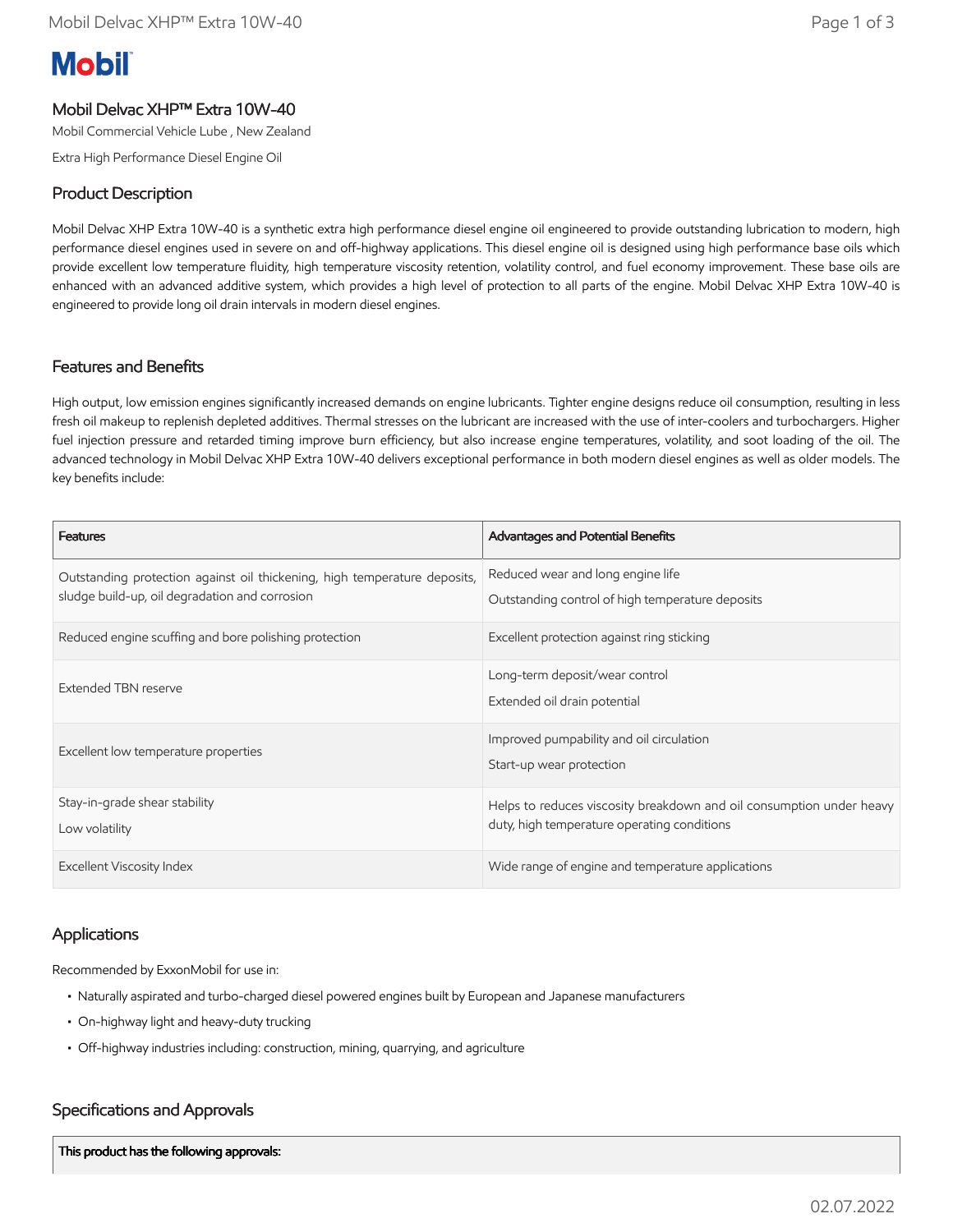# Mobil

## Mobil Delvac XHP™ Extra 10W-40

Mobil Commercial Vehicle Lube , New Zealand

Extra High Performance Diesel Engine Oil

## Product Description

Mobil Delvac XHP Extra 10W-40 is a synthetic extra high performance diesel engine oil engineered to provide outstanding lubrication to modern, high performance diesel engines used in severe on and off-highway applications. This diesel engine oil is designed using high performance base oils which provide excellent low temperature fluidity, high temperature viscosity retention, volatility control, and fuel economy improvement. These base oils are enhanced with an advanced additive system, which provides a high level of protection to all parts of the engine. Mobil Delvac XHP Extra 10W-40 is engineered to provide long oil drain intervals in modern diesel engines.

## Features and Benefits

High output, low emission engines significantly increased demands on engine lubricants. Tighter engine designs reduce oil consumption, resulting in less fresh oil makeup to replenish depleted additives. Thermal stresses on the lubricant are increased with the use of inter-coolers and turbochargers. Higher fuel injection pressure and retarded timing improve burn efficiency, but also increase engine temperatures, volatility, and soot loading of the oil. The advanced technology in Mobil Delvac XHP Extra 10W-40 delivers exceptional performance in both modern diesel engines as well as older models. The key benefits include:

| Features | Advantages and Potential Benefits |
|---|---|
| Outstanding protection against oil thickening, high temperature deposits, sludge build-up, oil degradation and corrosion | Reduced wear and long engine life<br>Outstanding control of high temperature deposits |
| Reduced engine scuffing and bore polishing protection | Excellent protection against ring sticking |
| Extended TBN reserve | Long-term deposit/wear control<br>Extended oil drain potential |
| Excellent low temperature properties | Improved pumpability and oil circulation<br>Start-up wear protection |
| Stay-in-grade shear stability<br>Low volatility | Helps to reduces viscosity breakdown and oil consumption under heavy duty, high temperature operating conditions |
| Excellent Viscosity Index | Wide range of engine and temperature applications |

## Applications

Recommended by ExxonMobil for use in:

- Naturally aspirated and turbo-charged diesel powered engines built by European and Japanese manufacturers
- On-highway light and heavy-duty trucking
- Off-highway industries including: construction, mining, quarrying, and agriculture

## Specifications and Approvals

| This product has the following approvals: |
|---|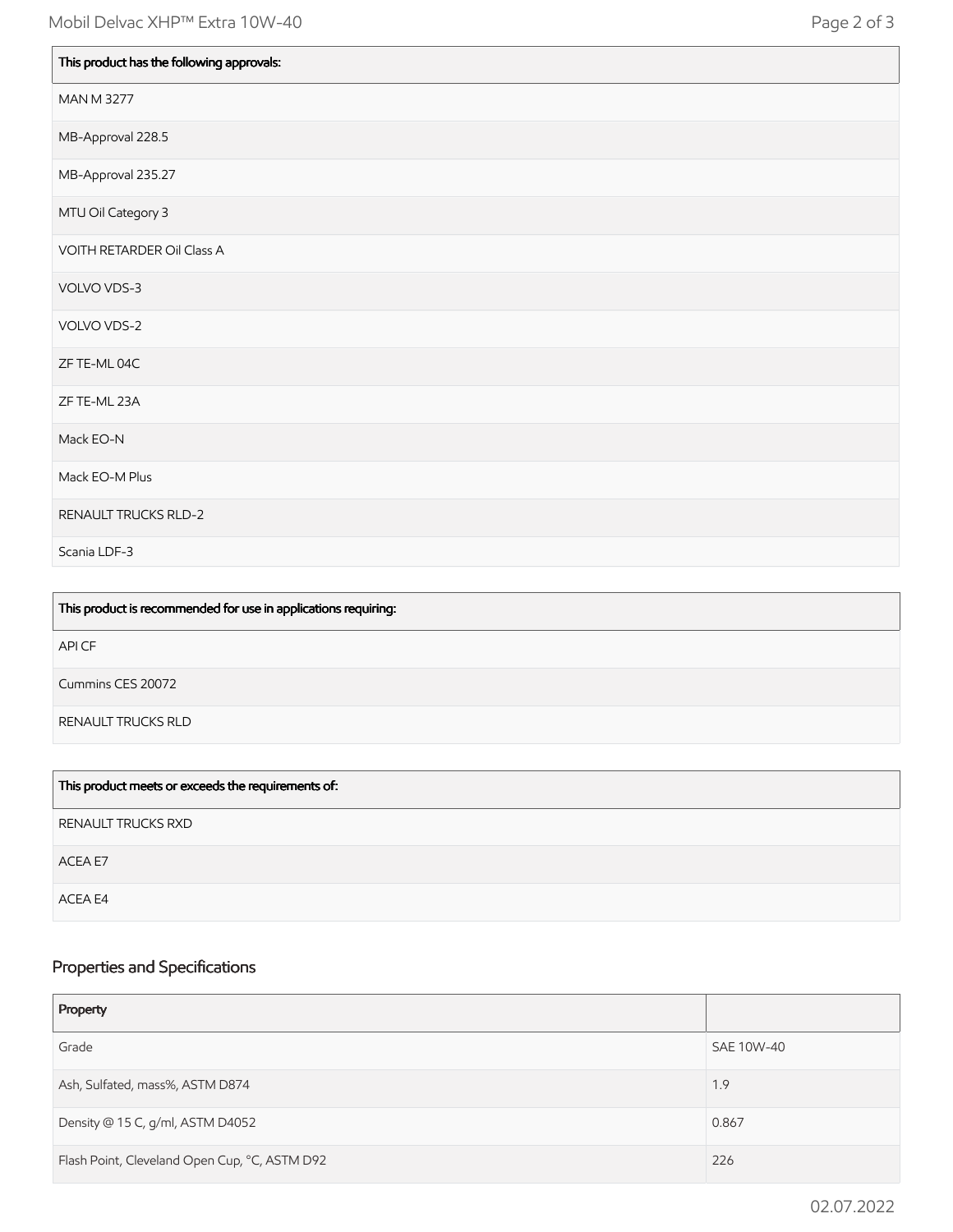| This product has the following approvals: |
|---|
| MAN M 3277 |
| MB-Approval 228.5 |
| MB-Approval 235.27 |
| MTU Oil Category 3 |
| VOITH RETARDER Oil Class A |
| VOLVO VDS-3 |
| VOLVO VDS-2 |
| ZF TE-ML 04C |
| ZF TE-ML 23A |
| Mack EO-N |
| Mack EO-M Plus |
| RENAULT TRUCKS RLD-2 |
| Scania LDF-3 |

| This product is recommended for use in applications requiring: |
|---|
| API CF |
| Cummins CES 20072 |
| RENAULT TRUCKS RLD |

| This product meets or exceeds the requirements of: |
|---|
| RENAULT TRUCKS RXD |
| ACEA E7 |
| ACEA E4 |

## Properties and Specifications

| Property | |
|---|---|
| Grade | SAE 10W-40 |
| Ash, Sulfated, mass%, ASTM D874 | 1.9 |
| Density @ 15 C, g/ml, ASTM D4052 | 0.867 |
| Flash Point, Cleveland Open Cup, °C, ASTM D92 | 226 |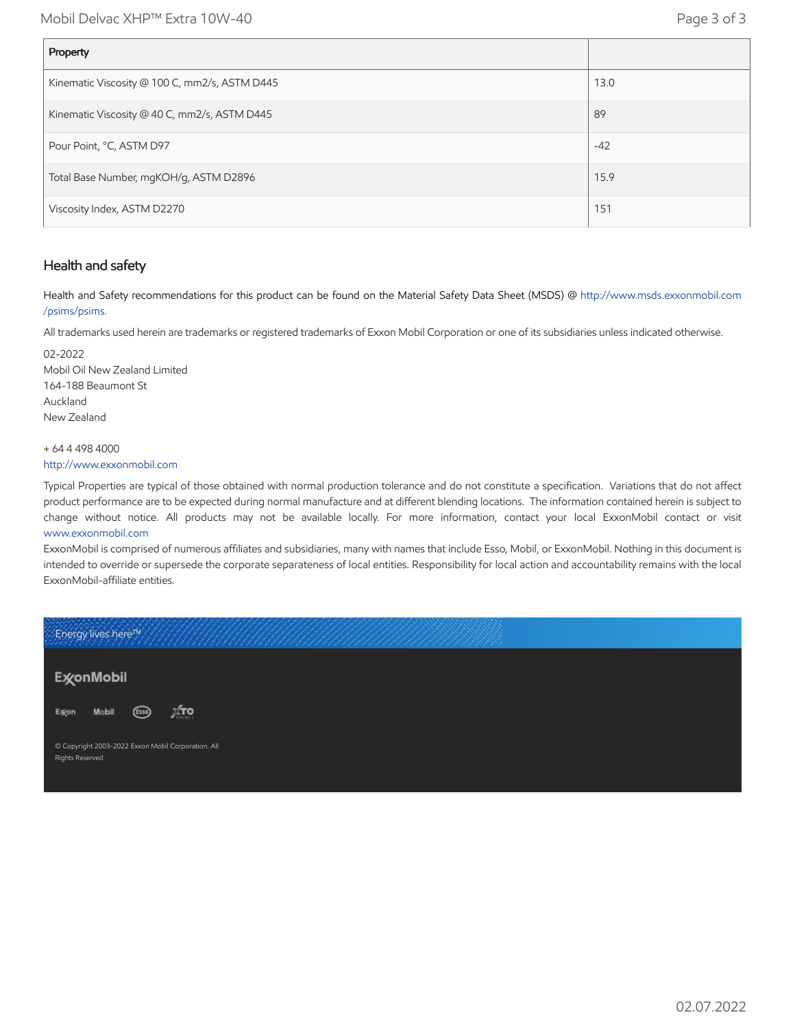| Property | |
|---|---|
| Kinematic Viscosity @ 100 C, mm2/s, ASTM D445 | 13.0 |
| Kinematic Viscosity @ 40 C, mm2/s, ASTM D445 | 89 |
| Pour Point, °C, ASTM D97 | -42 |
| Total Base Number, mgKOH/g, ASTM D2896 | 15.9 |
| Viscosity Index, ASTM D2270 | 151 |

## Health and safety

Health and Safety recommendations for this product can be found on the Material Safety Data Sheet (MSDS) @ http://www.msds.exxonmobil.com/psims/psims.

All trademarks used herein are trademarks or registered trademarks of Exxon Mobil Corporation or one of its subsidiaries unless indicated otherwise.

02-2022
Mobil Oil New Zealand Limited
164-188 Beaumont St
Auckland
New Zealand

+ 64 4 498 4000
http://www.exxonmobil.com

Typical Properties are typical of those obtained with normal production tolerance and do not constitute a specification. Variations that do not affect product performance are to be expected during normal manufacture and at different blending locations. The information contained herein is subject to change without notice. All products may not be available locally. For more information, contact your local ExxonMobil contact or visit www.exxonmobil.com

ExxonMobil is comprised of numerous affiliates and subsidiaries, many with names that include Esso, Mobil, or ExxonMobil. Nothing in this document is intended to override or supersede the corporate separateness of local entities. Responsibility for local action and accountability remains with the local ExxonMobil-affiliate entities.

Energy lives here™

ExxonMobil

Exxon Mobil Esso XTO

© Copyright 2003-2022 Exxon Mobil Corporation. All Rights Reserved